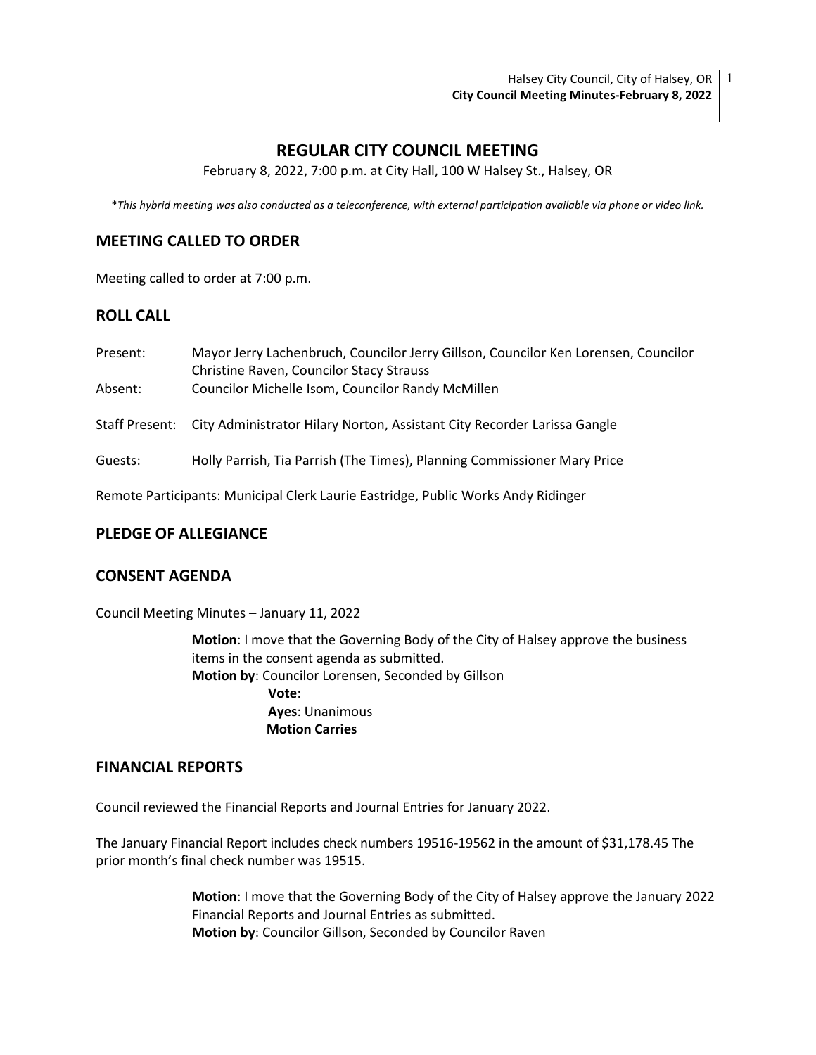# REGULAR CITY COUNCIL MEETING

February 8, 2022, 7:00 p.m. at City Hall, 100 W Halsey St., Halsey, OR

\**This hybrid meeting was also conducted as a teleconference, with external participation available via phone or video link.*

## MEETING CALLED TO ORDER

Meeting called to order at 7:00 p.m.

## ROLL CALL

Present: Mayor Jerry Lachenbruch, Councilor Jerry Gillson, Councilor Ken Lorensen, Councilor Christine Raven, Councilor Stacy Strauss

Absent: Councilor Michelle Isom, Councilor Randy McMillen

Staff Present: City Administrator Hilary Norton, Assistant City Recorder Larissa Gangle

Guests: Holly Parrish, Tia Parrish (The Times), Planning Commissioner Mary Price

Remote Participants: Municipal Clerk Laurie Eastridge, Public Works Andy Ridinger

## PLEDGE OF ALLEGIANCE

## CONSENT AGENDA

Council Meeting Minutes – January 11, 2022

> **Motion**: I move that the Governing Body of the City of Halsey approve the business items in the consent agenda as submitted.
> **Motion by**: Councilor Lorensen, Seconded by Gillson
> **Vote**:
> **Ayes**: Unanimous
> **Motion Carries**

## FINANCIAL REPORTS

Council reviewed the Financial Reports and Journal Entries for January 2022.

The January Financial Report includes check numbers 19516-19562 in the amount of $31,178.45 The prior month's final check number was 19515.

> **Motion**: I move that the Governing Body of the City of Halsey approve the January 2022 Financial Reports and Journal Entries as submitted.
> **Motion by**: Councilor Gillson, Seconded by Councilor Raven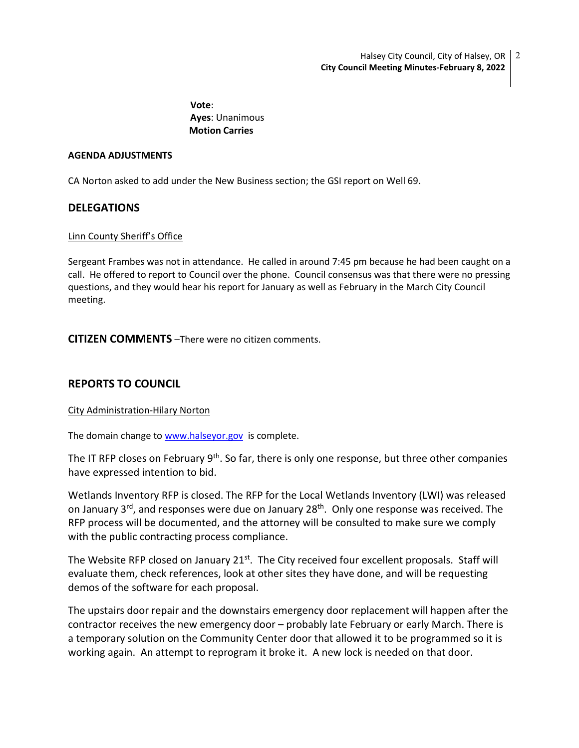**Vote**:
**Ayes**: Unanimous
**Motion Carries**

**AGENDA ADJUSTMENTS**

CA Norton asked to add under the New Business section; the GSI report on Well 69.

## DELEGATIONS

Linn County Sheriff's Office

Sergeant Frambes was not in attendance. He called in around 7:45 pm because he had been caught on a call. He offered to report to Council over the phone. Council consensus was that there were no pressing questions, and they would hear his report for January as well as February in the March City Council meeting.

**CITIZEN COMMENTS** –There were no citizen comments.

## REPORTS TO COUNCIL

City Administration-Hilary Norton

The domain change to www.halseyor.gov is complete.

The IT RFP closes on February 9th. So far, there is only one response, but three other companies have expressed intention to bid.

Wetlands Inventory RFP is closed. The RFP for the Local Wetlands Inventory (LWI) was released on January 3rd, and responses were due on January 28th. Only one response was received. The RFP process will be documented, and the attorney will be consulted to make sure we comply with the public contracting process compliance.

The Website RFP closed on January 21st. The City received four excellent proposals. Staff will evaluate them, check references, look at other sites they have done, and will be requesting demos of the software for each proposal.

The upstairs door repair and the downstairs emergency door replacement will happen after the contractor receives the new emergency door – probably late February or early March. There is a temporary solution on the Community Center door that allowed it to be programmed so it is working again. An attempt to reprogram it broke it. A new lock is needed on that door.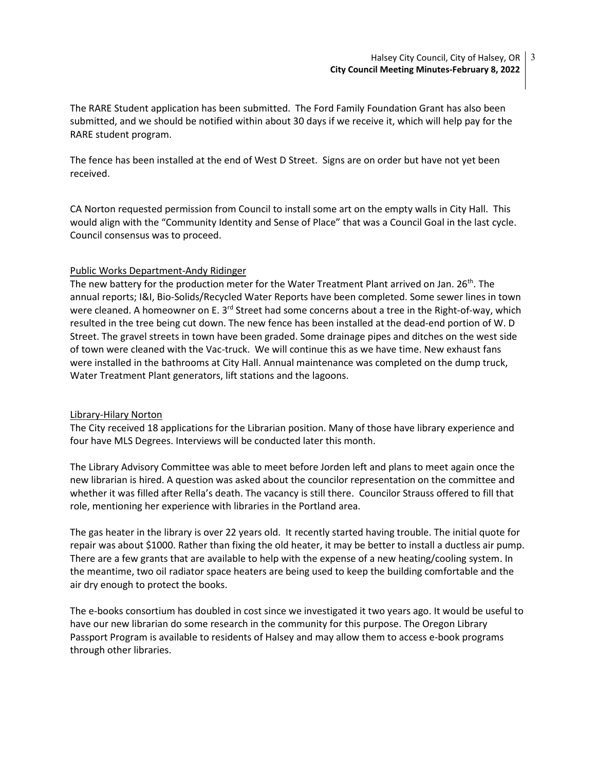The RARE Student application has been submitted. The Ford Family Foundation Grant has also been submitted, and we should be notified within about 30 days if we receive it, which will help pay for the RARE student program.

The fence has been installed at the end of West D Street. Signs are on order but have not yet been received.

CA Norton requested permission from Council to install some art on the empty walls in City Hall. This would align with the "Community Identity and Sense of Place" that was a Council Goal in the last cycle. Council consensus was to proceed.

<u>Public Works Department-Andy Ridinger</u>

The new battery for the production meter for the Water Treatment Plant arrived on Jan. 26th. The annual reports; I&I, Bio-Solids/Recycled Water Reports have been completed. Some sewer lines in town were cleaned. A homeowner on E. 3rd Street had some concerns about a tree in the Right-of-way, which resulted in the tree being cut down. The new fence has been installed at the dead-end portion of W. D Street. The gravel streets in town have been graded. Some drainage pipes and ditches on the west side of town were cleaned with the Vac-truck. We will continue this as we have time. New exhaust fans were installed in the bathrooms at City Hall. Annual maintenance was completed on the dump truck, Water Treatment Plant generators, lift stations and the lagoons.

<u>Library-Hilary Norton</u>

The City received 18 applications for the Librarian position. Many of those have library experience and four have MLS Degrees. Interviews will be conducted later this month.

The Library Advisory Committee was able to meet before Jorden left and plans to meet again once the new librarian is hired. A question was asked about the councilor representation on the committee and whether it was filled after Rella's death. The vacancy is still there. Councilor Strauss offered to fill that role, mentioning her experience with libraries in the Portland area.

The gas heater in the library is over 22 years old. It recently started having trouble. The initial quote for repair was about $1000. Rather than fixing the old heater, it may be better to install a ductless air pump. There are a few grants that are available to help with the expense of a new heating/cooling system. In the meantime, two oil radiator space heaters are being used to keep the building comfortable and the air dry enough to protect the books.

The e-books consortium has doubled in cost since we investigated it two years ago. It would be useful to have our new librarian do some research in the community for this purpose. The Oregon Library Passport Program is available to residents of Halsey and may allow them to access e-book programs through other libraries.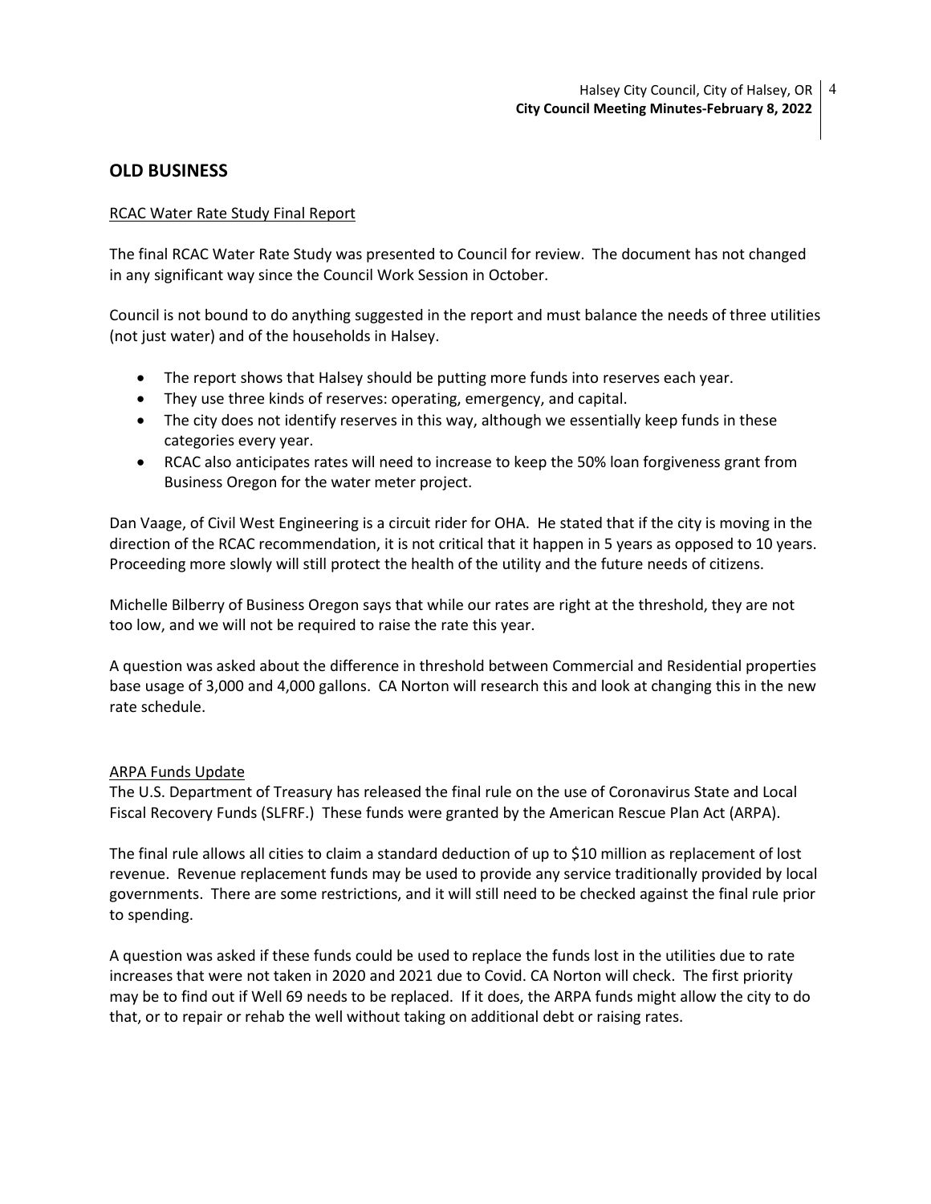## OLD BUSINESS

RCAC Water Rate Study Final Report

The final RCAC Water Rate Study was presented to Council for review. The document has not changed in any significant way since the Council Work Session in October.

Council is not bound to do anything suggested in the report and must balance the needs of three utilities (not just water) and of the households in Halsey.

- The report shows that Halsey should be putting more funds into reserves each year.
- They use three kinds of reserves: operating, emergency, and capital.
- The city does not identify reserves in this way, although we essentially keep funds in these categories every year.
- RCAC also anticipates rates will need to increase to keep the 50% loan forgiveness grant from Business Oregon for the water meter project.

Dan Vaage, of Civil West Engineering is a circuit rider for OHA. He stated that if the city is moving in the direction of the RCAC recommendation, it is not critical that it happen in 5 years as opposed to 10 years. Proceeding more slowly will still protect the health of the utility and the future needs of citizens.

Michelle Bilberry of Business Oregon says that while our rates are right at the threshold, they are not too low, and we will not be required to raise the rate this year.

A question was asked about the difference in threshold between Commercial and Residential properties base usage of 3,000 and 4,000 gallons. CA Norton will research this and look at changing this in the new rate schedule.

ARPA Funds Update

The U.S. Department of Treasury has released the final rule on the use of Coronavirus State and Local Fiscal Recovery Funds (SLFRF.) These funds were granted by the American Rescue Plan Act (ARPA).

The final rule allows all cities to claim a standard deduction of up to $10 million as replacement of lost revenue. Revenue replacement funds may be used to provide any service traditionally provided by local governments. There are some restrictions, and it will still need to be checked against the final rule prior to spending.

A question was asked if these funds could be used to replace the funds lost in the utilities due to rate increases that were not taken in 2020 and 2021 due to Covid. CA Norton will check. The first priority may be to find out if Well 69 needs to be replaced. If it does, the ARPA funds might allow the city to do that, or to repair or rehab the well without taking on additional debt or raising rates.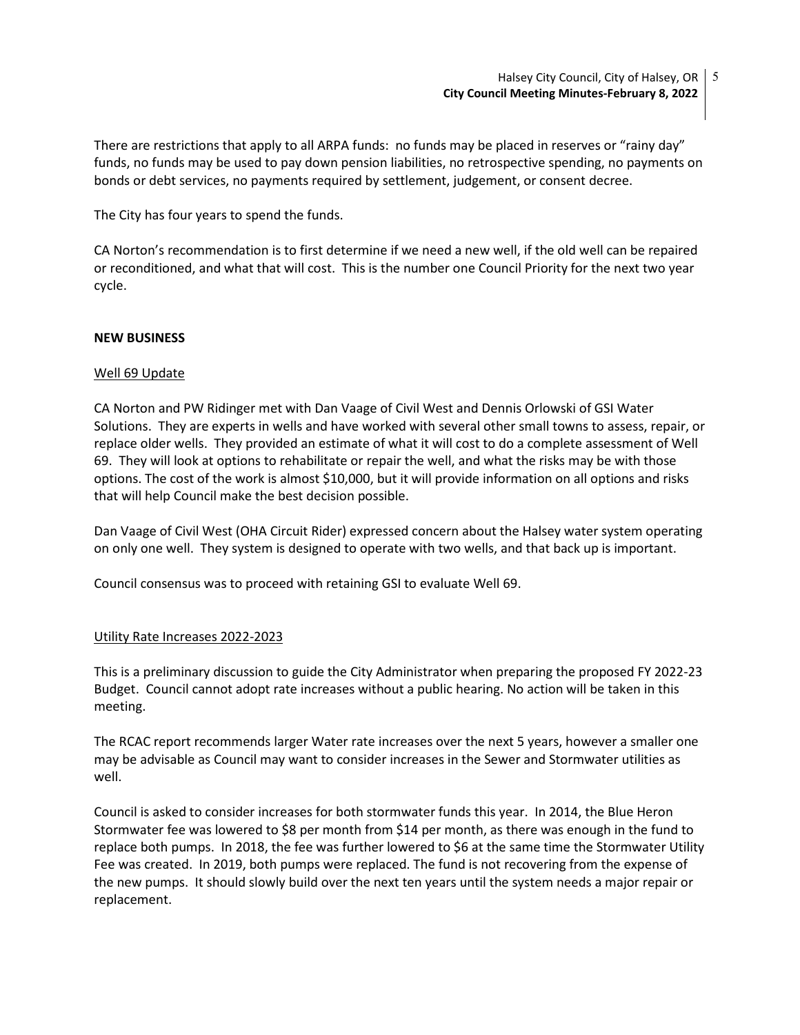There are restrictions that apply to all ARPA funds: no funds may be placed in reserves or "rainy day" funds, no funds may be used to pay down pension liabilities, no retrospective spending, no payments on bonds or debt services, no payments required by settlement, judgement, or consent decree.

The City has four years to spend the funds.

CA Norton's recommendation is to first determine if we need a new well, if the old well can be repaired or reconditioned, and what that will cost. This is the number one Council Priority for the next two year cycle.

**NEW BUSINESS**

Well 69 Update

CA Norton and PW Ridinger met with Dan Vaage of Civil West and Dennis Orlowski of GSI Water Solutions. They are experts in wells and have worked with several other small towns to assess, repair, or replace older wells. They provided an estimate of what it will cost to do a complete assessment of Well 69. They will look at options to rehabilitate or repair the well, and what the risks may be with those options. The cost of the work is almost $10,000, but it will provide information on all options and risks that will help Council make the best decision possible.

Dan Vaage of Civil West (OHA Circuit Rider) expressed concern about the Halsey water system operating on only one well. They system is designed to operate with two wells, and that back up is important.

Council consensus was to proceed with retaining GSI to evaluate Well 69.

Utility Rate Increases 2022-2023

This is a preliminary discussion to guide the City Administrator when preparing the proposed FY 2022-23 Budget. Council cannot adopt rate increases without a public hearing. No action will be taken in this meeting.

The RCAC report recommends larger Water rate increases over the next 5 years, however a smaller one may be advisable as Council may want to consider increases in the Sewer and Stormwater utilities as well.

Council is asked to consider increases for both stormwater funds this year. In 2014, the Blue Heron Stormwater fee was lowered to $8 per month from $14 per month, as there was enough in the fund to replace both pumps. In 2018, the fee was further lowered to $6 at the same time the Stormwater Utility Fee was created. In 2019, both pumps were replaced. The fund is not recovering from the expense of the new pumps. It should slowly build over the next ten years until the system needs a major repair or replacement.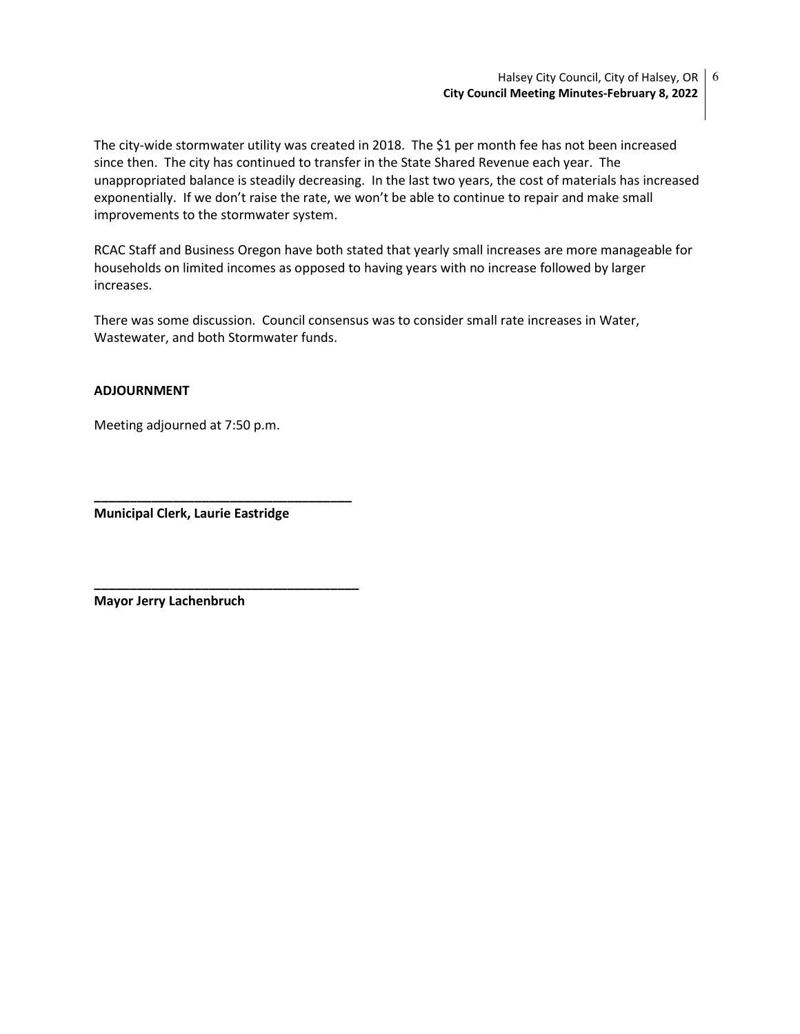The city-wide stormwater utility was created in 2018. The $1 per month fee has not been increased since then. The city has continued to transfer in the State Shared Revenue each year. The unappropriated balance is steadily decreasing. In the last two years, the cost of materials has increased exponentially. If we don't raise the rate, we won't be able to continue to repair and make small improvements to the stormwater system.

RCAC Staff and Business Oregon have both stated that yearly small increases are more manageable for households on limited incomes as opposed to having years with no increase followed by larger increases.

There was some discussion. Council consensus was to consider small rate increases in Water, Wastewater, and both Stormwater funds.

**ADJOURNMENT**

Meeting adjourned at 7:50 p.m.

\_\_\_\_\_\_\_\_\_\_\_\_\_\_\_\_\_\_\_\_\_\_\_\_\_\_\_\_\_\_\_\_\_\_\_\_

**Municipal Clerk, Laurie Eastridge**

\_\_\_\_\_\_\_\_\_\_\_\_\_\_\_\_\_\_\_\_\_\_\_\_\_\_\_\_\_\_\_\_\_\_\_\_

**Mayor Jerry Lachenbruch**